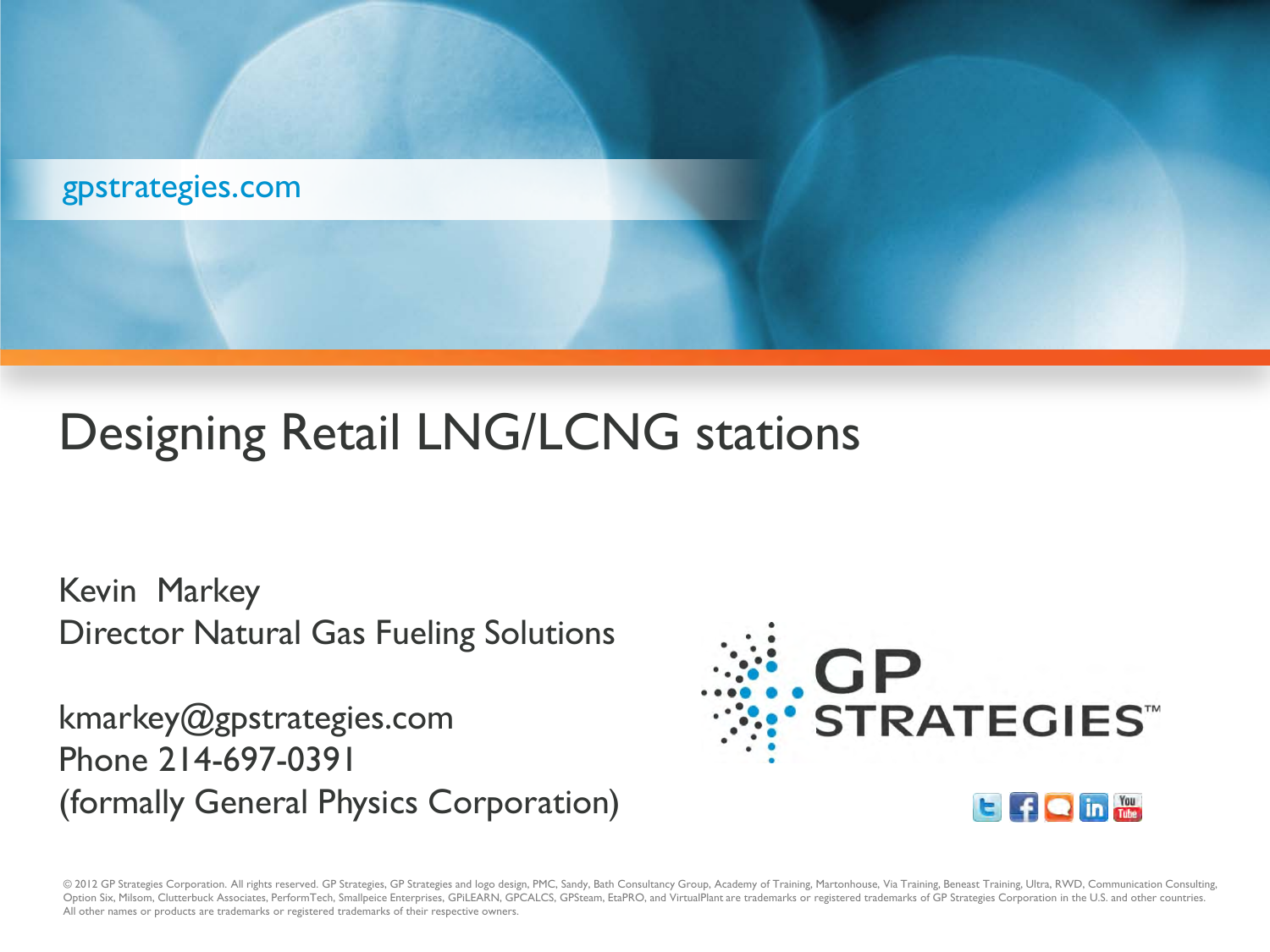gpstrategies.com

# Designing Retail LNG/LCNG stations

Kevin  Markey
Director Natural Gas Fueling Solutions

kmarkey@gpstrategies.com
Phone 214-697-0391
(formally General Physics Corporation)

GP STRATEGIES™

© 2012 GP Strategies Corporation. All rights reserved. GP Strategies, GP Strategies and logo design, PMC, Sandy, Bath Consultancy Group, Academy of Training, Martonhouse, Via Training, Beneast Training, Ultra, RWD, Communication Consulting, Option Six, Milsom, Clutterbuck Associates, PerformTech, Smallpeice Enterprises, GPiLEARN, GPCALCS, GPSteam, EtaPRO, and VirtualPlant are trademarks or registered trademarks of GP Strategies Corporation in the U.S. and other countries. All other names or products are trademarks or registered trademarks of their respective owners.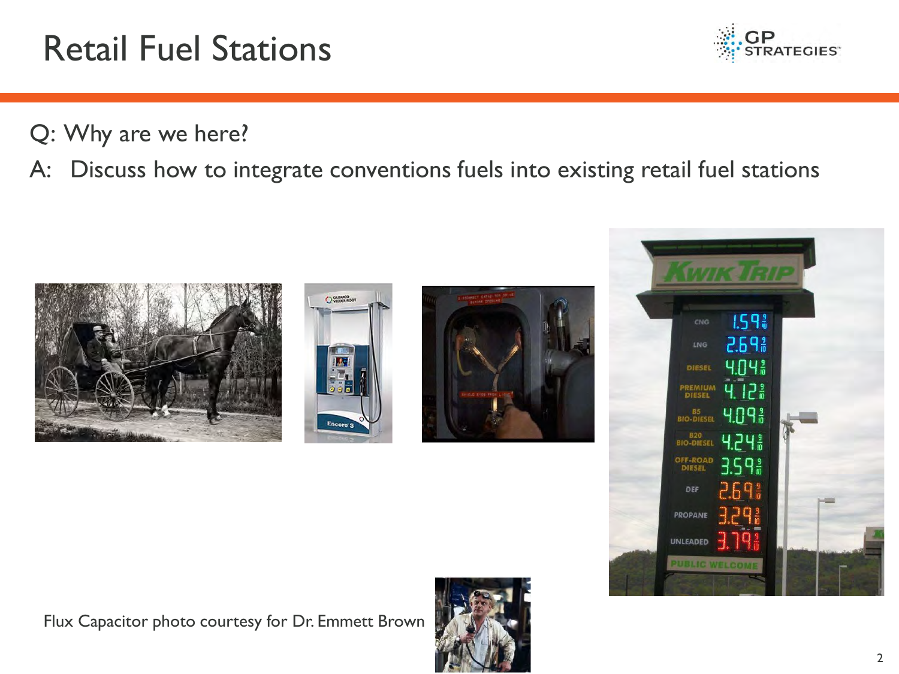# Retail Fuel Stations

Q: Why are we here?

A: Discuss how to integrate conventions fuels into existing retail fuel stations

Flux Capacitor photo courtesy for Dr. Emmett Brown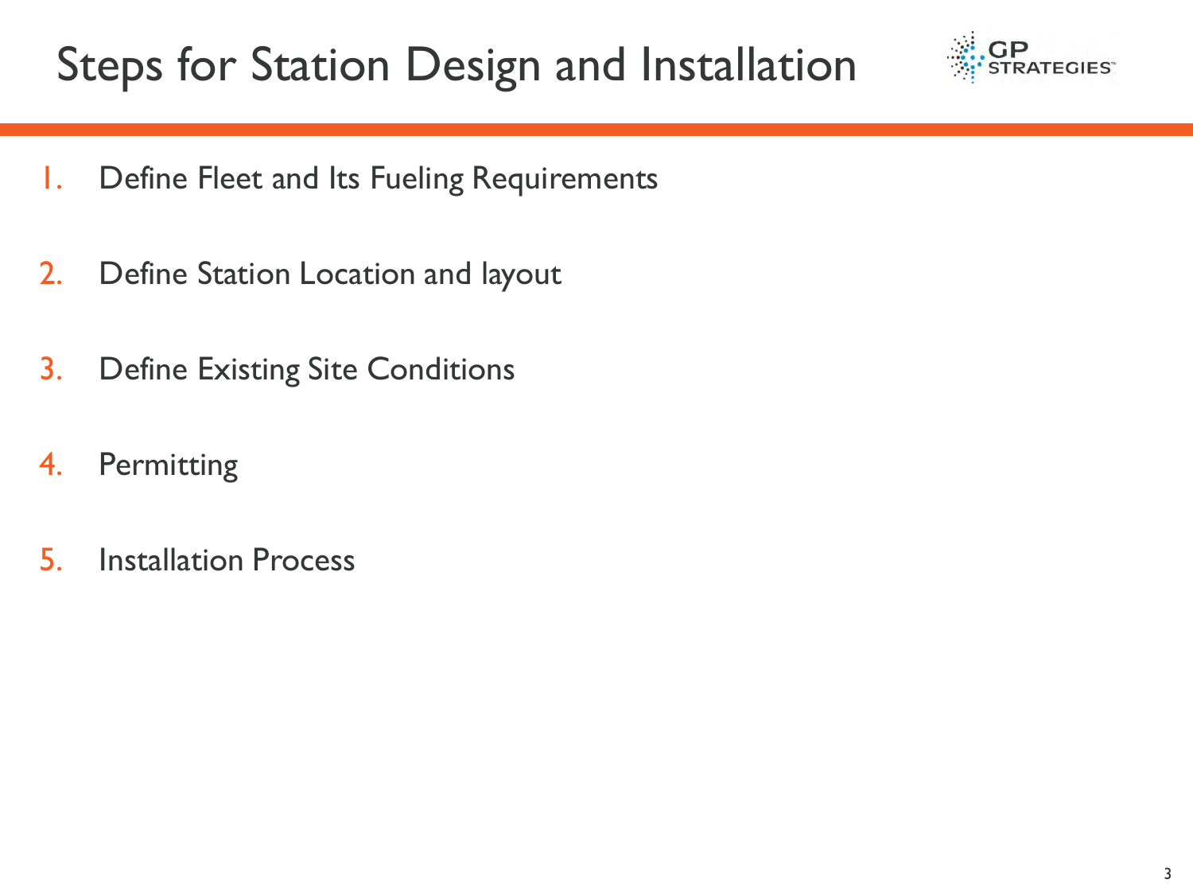# Steps for Station Design and Installation

1. Define Fleet and Its Fueling Requirements
2. Define Station Location and layout
3. Define Existing Site Conditions
4. Permitting
5. Installation Process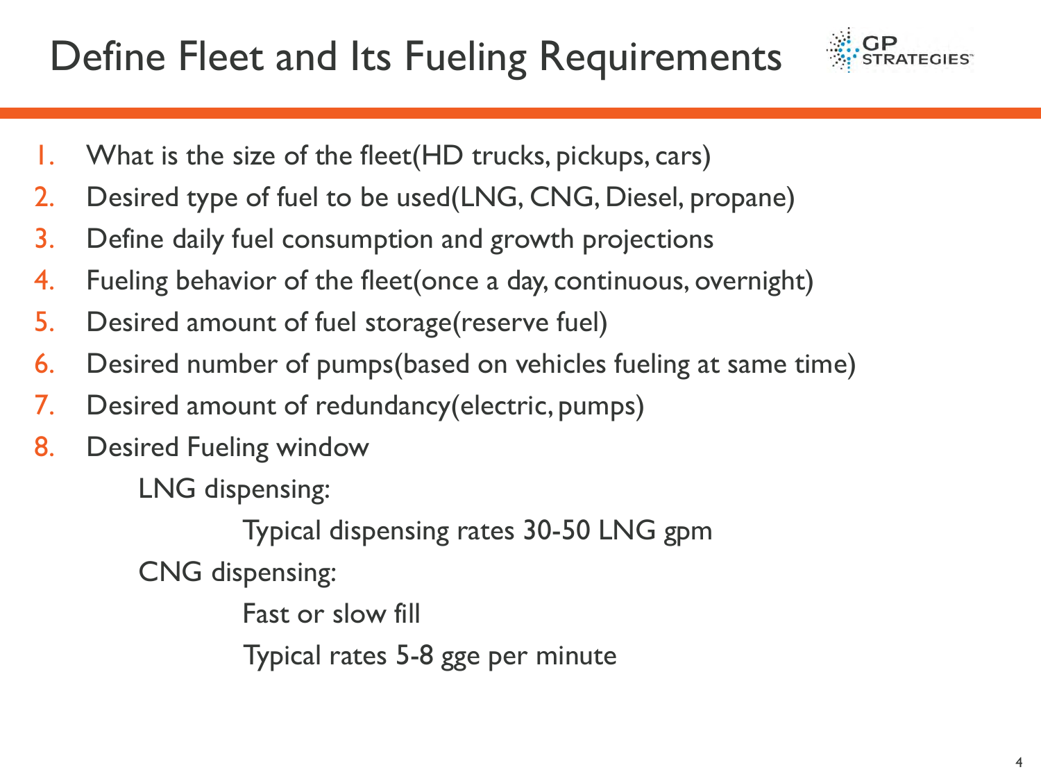# Define Fleet and Its Fueling Requirements

1. What is the size of the fleet(HD trucks, pickups, cars)
2. Desired type of fuel to be used(LNG, CNG, Diesel, propane)
3. Define daily fuel consumption and growth projections
4. Fueling behavior of the fleet(once a day, continuous, overnight)
5. Desired amount of fuel storage(reserve fuel)
6. Desired number of pumps(based on vehicles fueling at same time)
7. Desired amount of redundancy(electric, pumps)
8. Desired Fueling window
   - LNG dispensing:
     - Typical dispensing rates 30-50 LNG gpm
   - CNG dispensing:
     - Fast or slow fill
     - Typical rates 5-8 gge per minute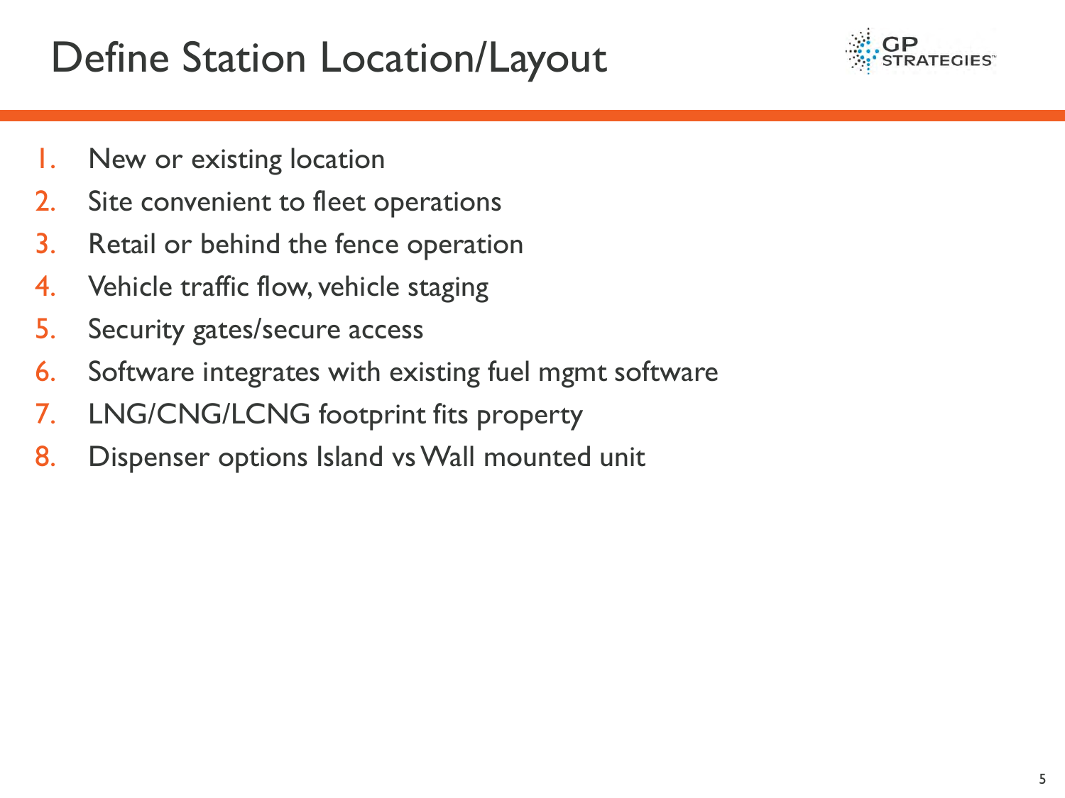# Define Station Location/Layout

1. New or existing location
2. Site convenient to fleet operations
3. Retail or behind the fence operation
4. Vehicle traffic flow, vehicle staging
5. Security gates/secure access
6. Software integrates with existing fuel mgmt software
7. LNG/CNG/LCNG footprint fits property
8. Dispenser options Island vs Wall mounted unit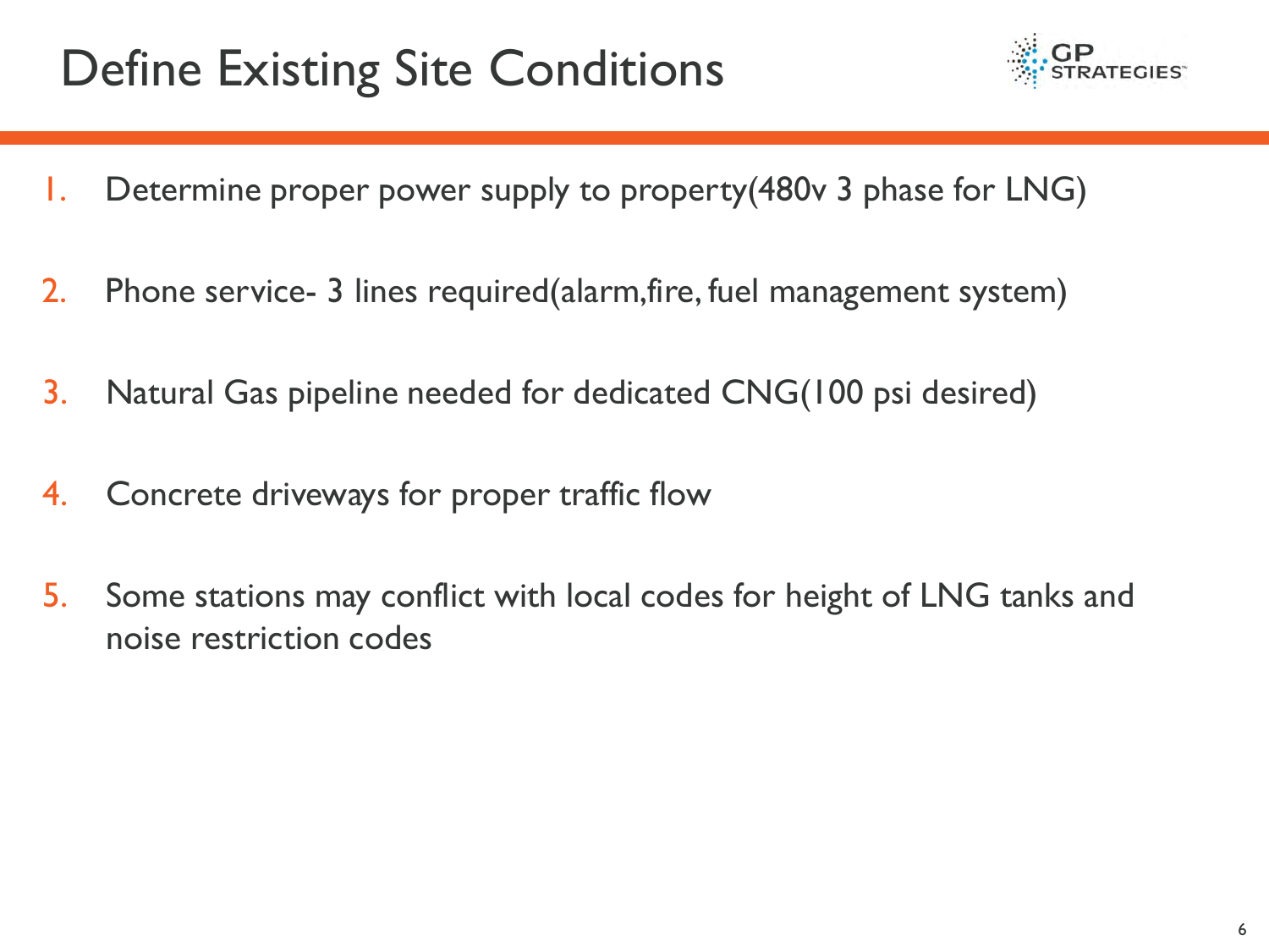# Define Existing Site Conditions

1. Determine proper power supply to property(480v 3 phase for LNG)

2. Phone service- 3 lines required(alarm,fire, fuel management system)

3. Natural Gas pipeline needed for dedicated CNG(100 psi desired)

4. Concrete driveways for proper traffic flow

5. Some stations may conflict with local codes for height of LNG tanks and noise restriction codes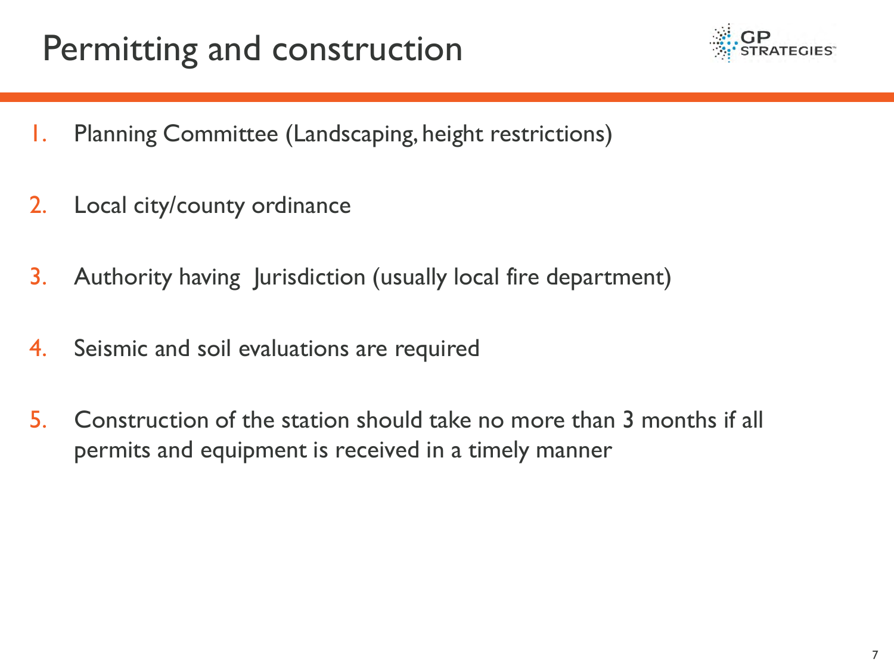# Permitting and construction

1. Planning Committee (Landscaping, height restrictions)
2. Local city/county ordinance
3. Authority having Jurisdiction (usually local fire department)
4. Seismic and soil evaluations are required
5. Construction of the station should take no more than 3 months if all permits and equipment is received in a timely manner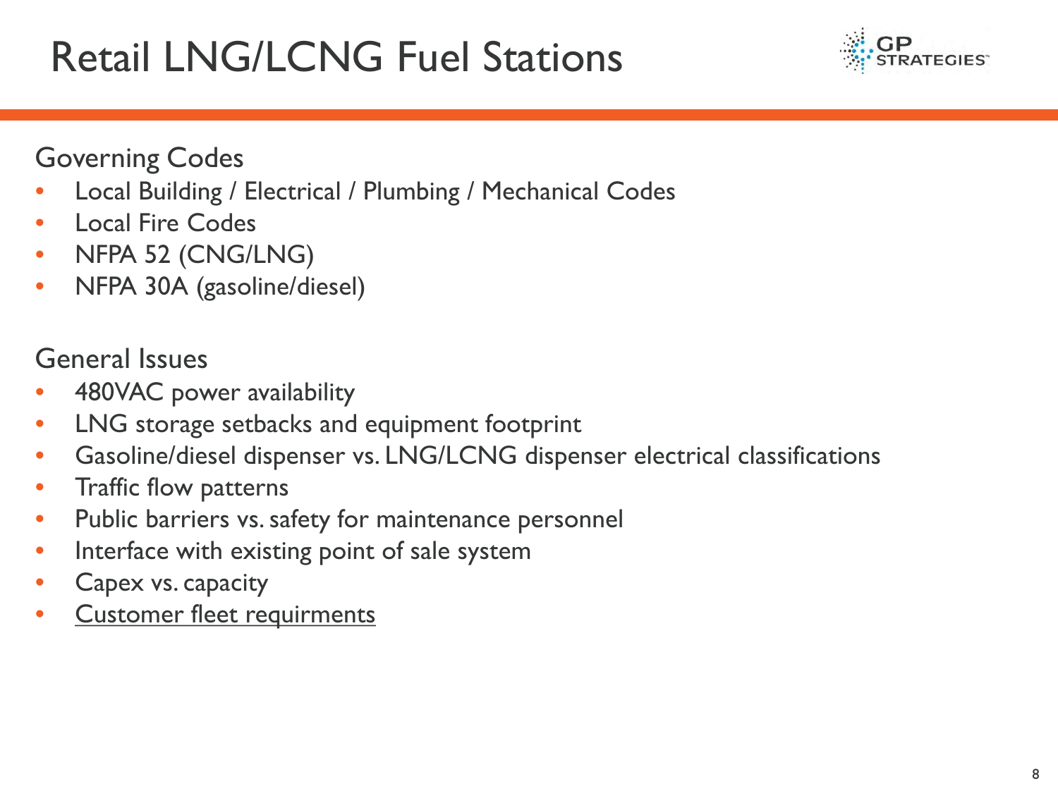# Retail LNG/LCNG Fuel Stations

Governing Codes

- Local Building / Electrical / Plumbing / Mechanical Codes
- Local Fire Codes
- NFPA 52 (CNG/LNG)
- NFPA 30A (gasoline/diesel)

General Issues

- 480VAC power availability
- LNG storage setbacks and equipment footprint
- Gasoline/diesel dispenser vs. LNG/LCNG dispenser electrical classifications
- Traffic flow patterns
- Public barriers vs. safety for maintenance personnel
- Interface with existing point of sale system
- Capex vs. capacity
- Customer fleet requirments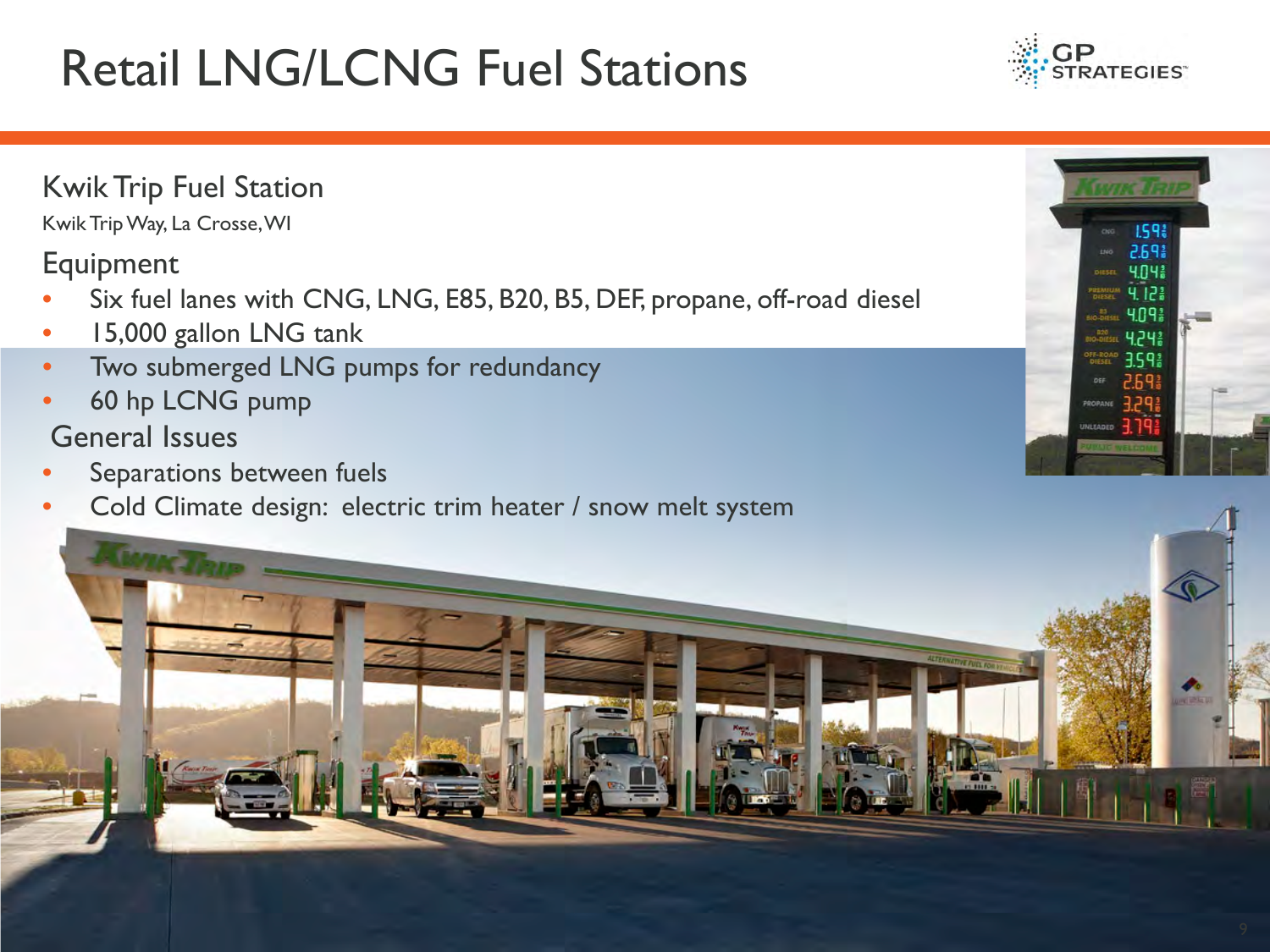# Retail LNG/LCNG Fuel Stations

## Kwik Trip Fuel Station

Kwik Trip Way, La Crosse, WI

### Equipment

- Six fuel lanes with CNG, LNG, E85, B20, B5, DEF, propane, off-road diesel
- 15,000 gallon LNG tank
- Two submerged LNG pumps for redundancy
- 60 hp LCNG pump

### General Issues

- Separations between fuels
- Cold Climate design: electric trim heater / snow melt system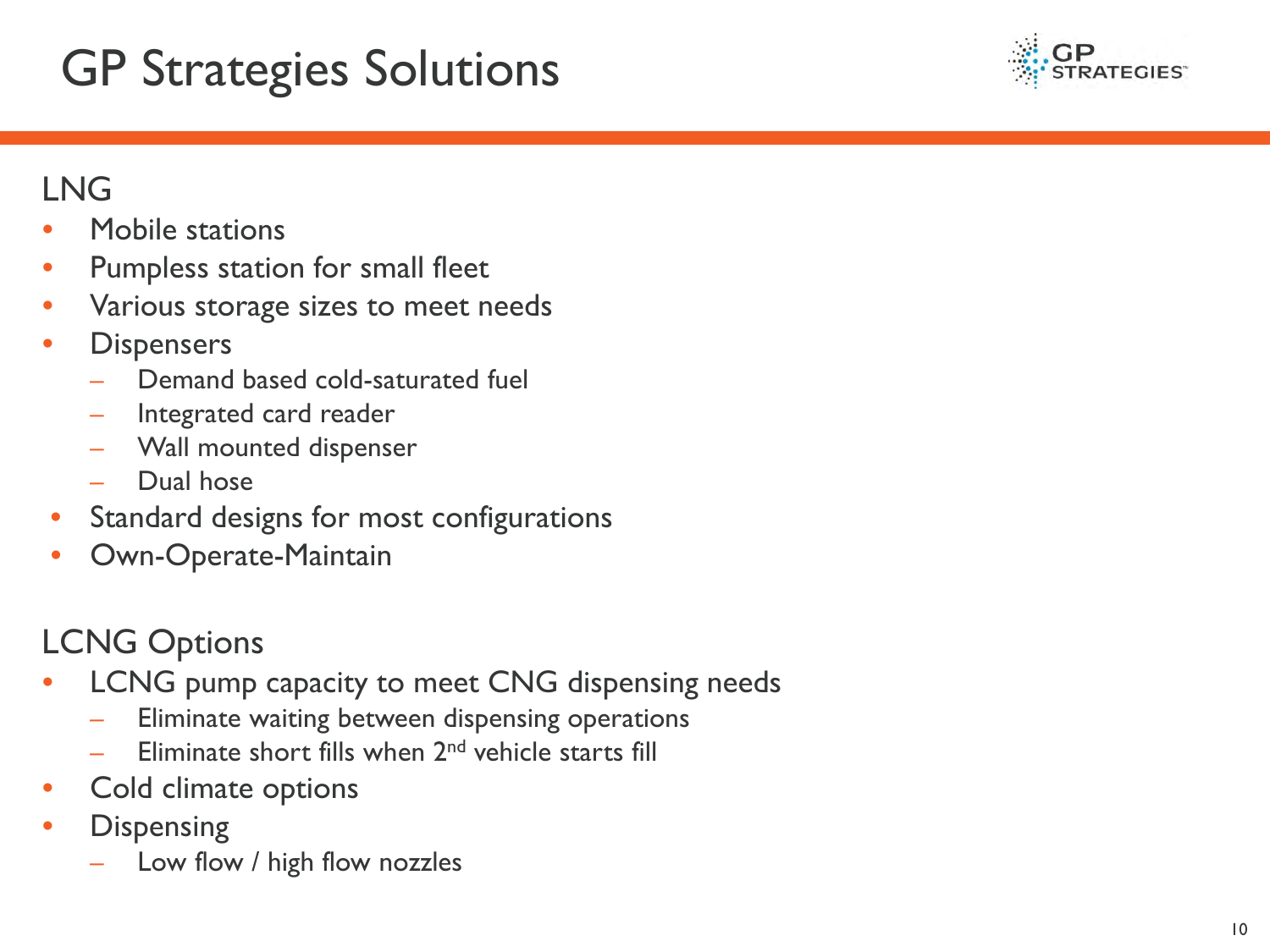# GP Strategies Solutions

## LNG

- Mobile stations
- Pumpless station for small fleet
- Various storage sizes to meet needs
- Dispensers
  - Demand based cold-saturated fuel
  - Integrated card reader
  - Wall mounted dispenser
  - Dual hose
- Standard designs for most configurations
- Own-Operate-Maintain

## LCNG Options

- LCNG pump capacity to meet CNG dispensing needs
  - Eliminate waiting between dispensing operations
  - Eliminate short fills when 2nd vehicle starts fill
- Cold climate options
- Dispensing
  - Low flow / high flow nozzles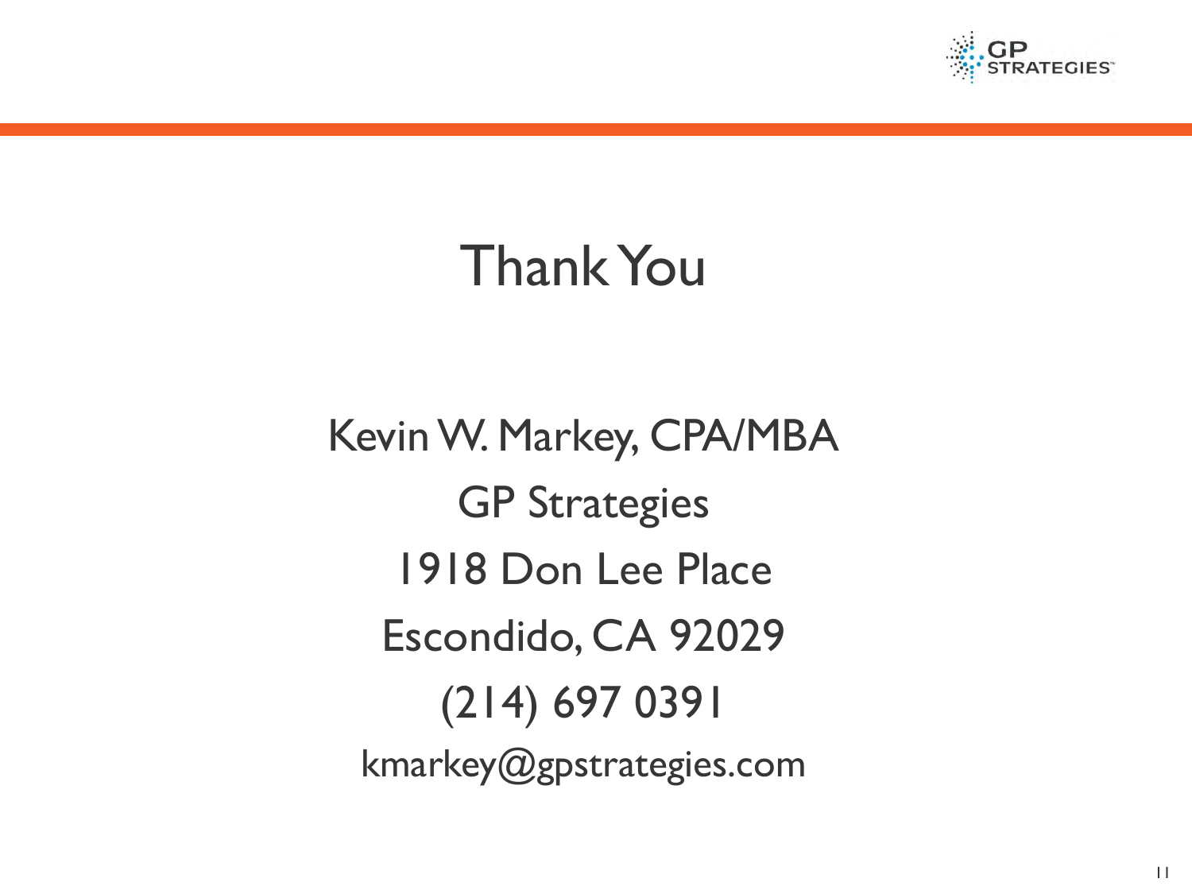# Thank You

Kevin W. Markey, CPA/MBA

GP Strategies

1918 Don Lee Place

Escondido, CA 92029

(214) 697 0391

kmarkey@gpstrategies.com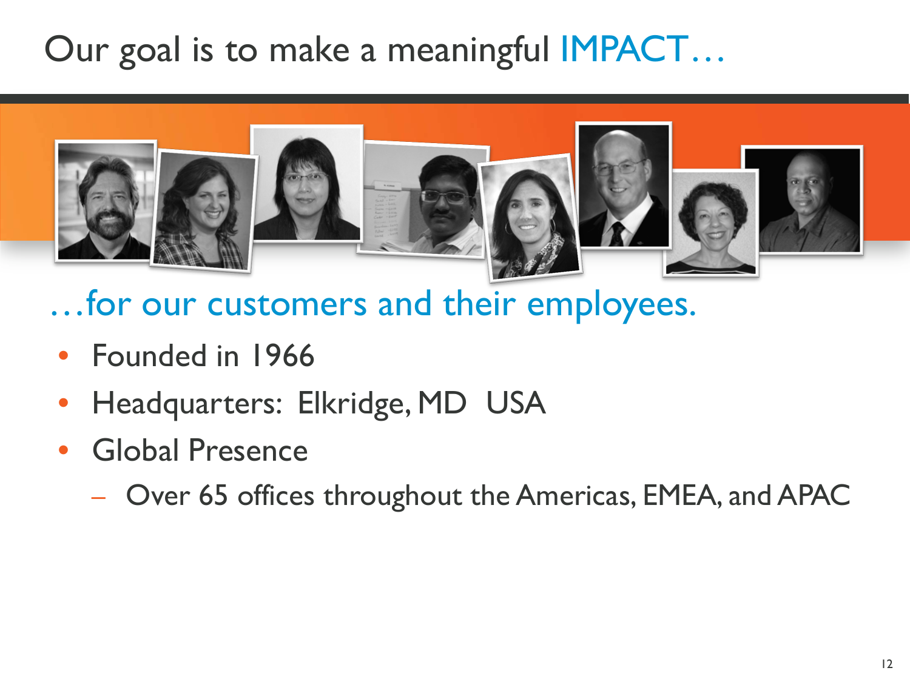# Our goal is to make a meaningful IMPACT…

## …for our customers and their employees.

- Founded in 1966
- Headquarters: Elkridge, MD USA
- Global Presence
  - Over 65 offices throughout the Americas, EMEA, and APAC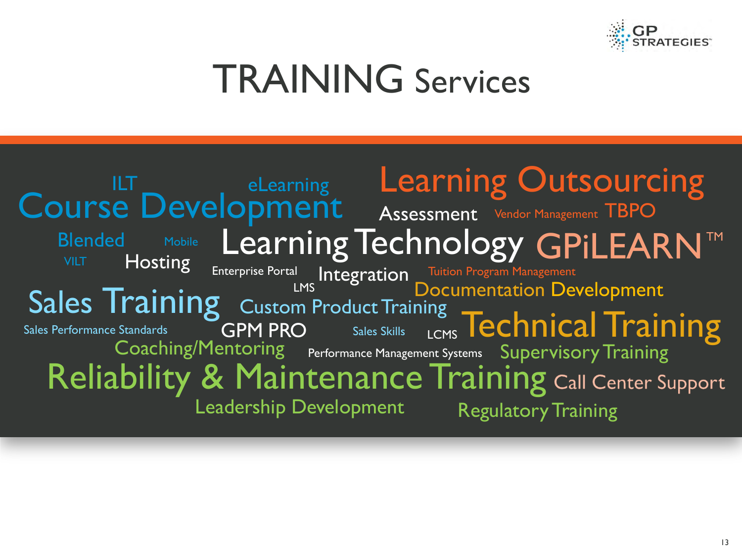# TRAINING Services

ILT eLearning
Course Development
Learning Outsourcing
Assessment Vendor Management TBPO
Blended Mobile
VILT Hosting
Learning Technology
GPiLEARN™
Enterprise Portal Integration
LMS
Tuition Program Management
Documentation Development
Sales Training
Custom Product Training
Sales Performance Standards
GPM PRO
Sales Skills
LCMS
Technical Training
Coaching/Mentoring
Performance Management Systems
Supervisory Training
Reliability & Maintenance Training
Call Center Support
Leadership Development
Regulatory Training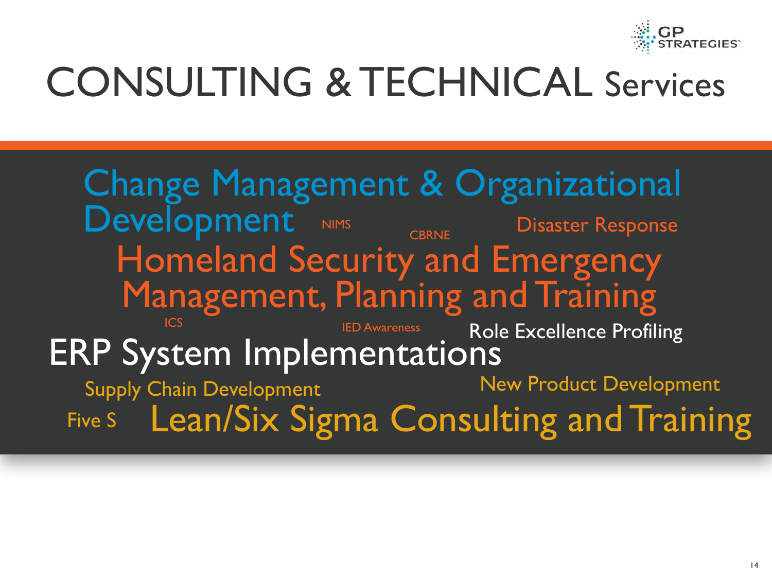# CONSULTING & TECHNICAL Services

Change Management & Organizational Development

NIMS

CBRNE

Disaster Response

Homeland Security and Emergency Management, Planning and Training

ICS

IED Awareness

Role Excellence Profiling

ERP System Implementations

Supply Chain Development

New Product Development

Five S

Lean/Six Sigma Consulting and Training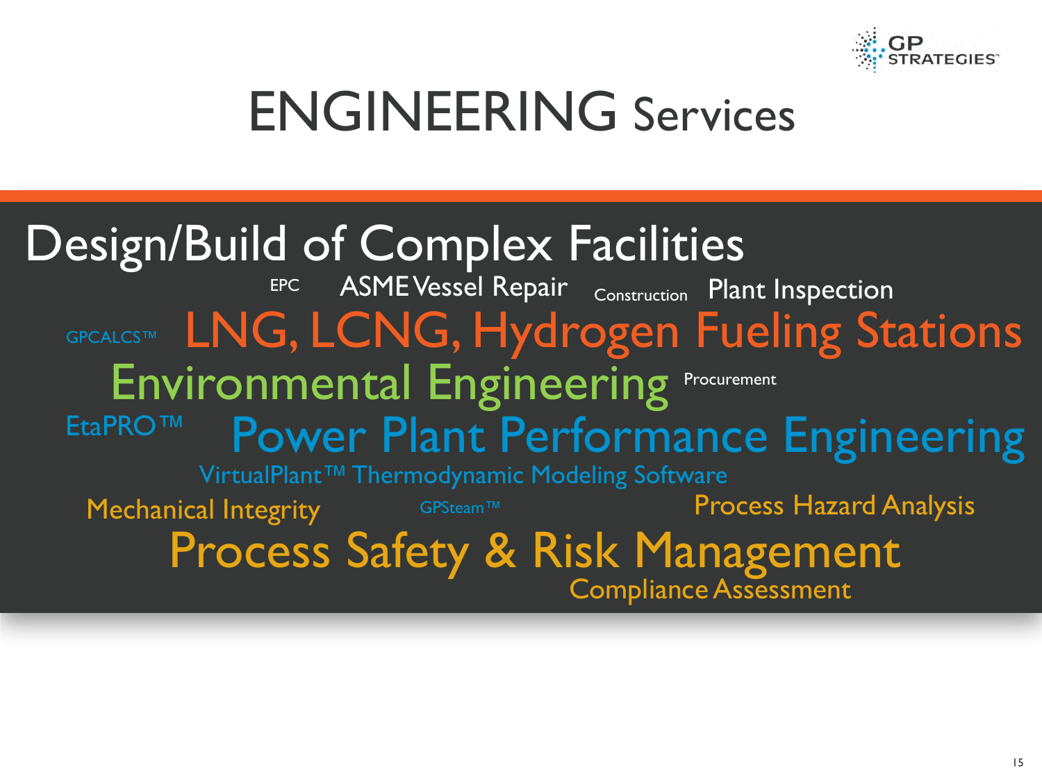# ENGINEERING Services

Design/Build of Complex Facilities

EPC ASME Vessel Repair Construction Plant Inspection

GPCALCS™ LNG, LCNG, Hydrogen Fueling Stations

Environmental Engineering Procurement

EtaPRO™ Power Plant Performance Engineering

VirtualPlant™ Thermodynamic Modeling Software

Mechanical Integrity GPSteam™ Process Hazard Analysis

Process Safety & Risk Management

Compliance Assessment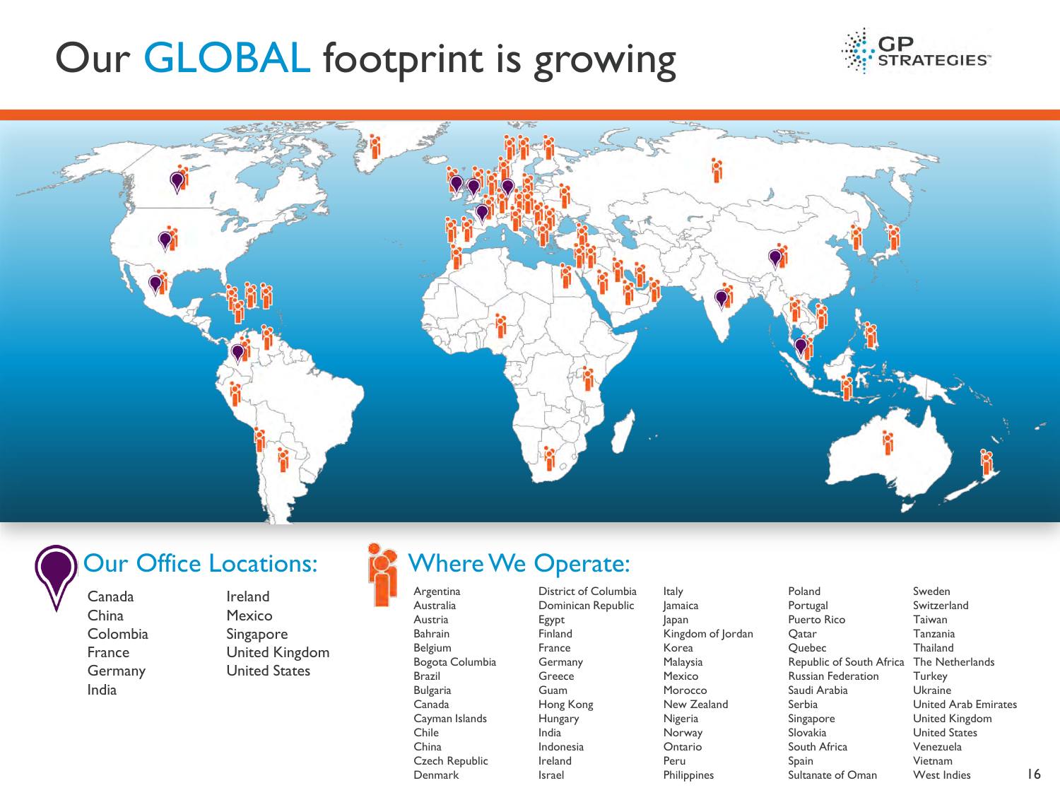# Our GLOBAL footprint is growing

## Our Office Locations:

- Canada
- China
- Colombia
- France
- Germany
- India
- Ireland
- Mexico
- Singapore
- United Kingdom
- United States

## Where We Operate:

- Argentina
- Australia
- Austria
- Bahrain
- Belgium
- Bogota Columbia
- Brazil
- Bulgaria
- Canada
- Cayman Islands
- Chile
- China
- Czech Republic
- Denmark
- District of Columbia
- Dominican Republic
- Egypt
- Finland
- France
- Germany
- Greece
- Guam
- Hong Kong
- Hungary
- India
- Indonesia
- Ireland
- Israel
- Italy
- Jamaica
- Japan
- Kingdom of Jordan
- Korea
- Malaysia
- Mexico
- Morocco
- New Zealand
- Nigeria
- Norway
- Ontario
- Peru
- Philippines
- Poland
- Portugal
- Puerto Rico
- Qatar
- Quebec
- Republic of South Africa
- Russian Federation
- Saudi Arabia
- Serbia
- Singapore
- Slovakia
- South Africa
- Spain
- Sultanate of Oman
- Sweden
- Switzerland
- Taiwan
- Tanzania
- Thailand
- The Netherlands
- Turkey
- Ukraine
- United Arab Emirates
- United Kingdom
- United States
- Venezuela
- Vietnam
- West Indies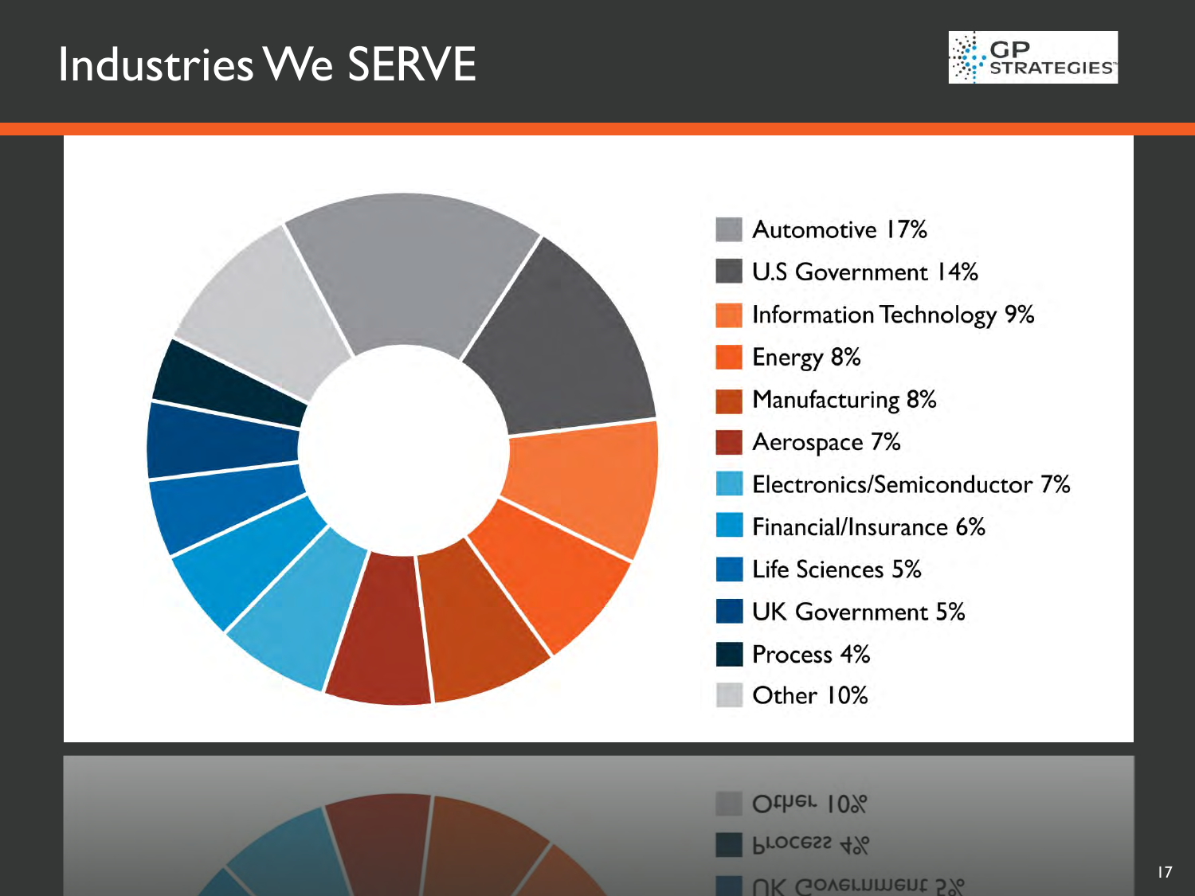# Industries We SERVE

- Automotive 17%
- U.S Government 14%
- Information Technology 9%
- Energy 8%
- Manufacturing 8%
- Aerospace 7%
- Electronics/Semiconductor 7%
- Financial/Insurance 6%
- Life Sciences 5%
- UK Government 5%
- Process 4%
- Other 10%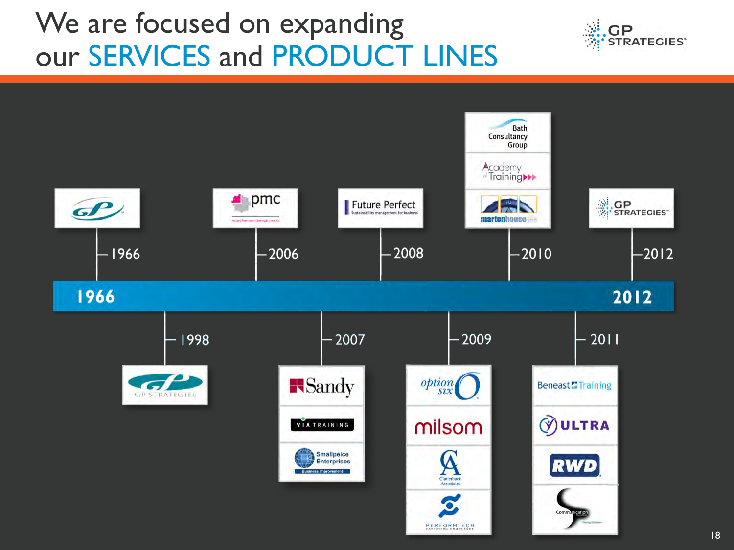# We are focused on expanding our SERVICES and PRODUCT LINES

1966

2012

- 1966 — GP
- 1998 — GP Strategies
- 2006 — pmc
- 2007 — Sandy; VIA Training; Smallpeice Enterprises
- 2008 — Future Perfect (Sustainability management for business)
- 2009 — option six; milsom; Clutterbuck Associates; Performtech
- 2010 — Bath Consultancy Group; Academy of Training; martonhouse
- 2011 — Beneast Training; ULTRA; RWD; Communication Consulting
- 2012 — GP Strategies